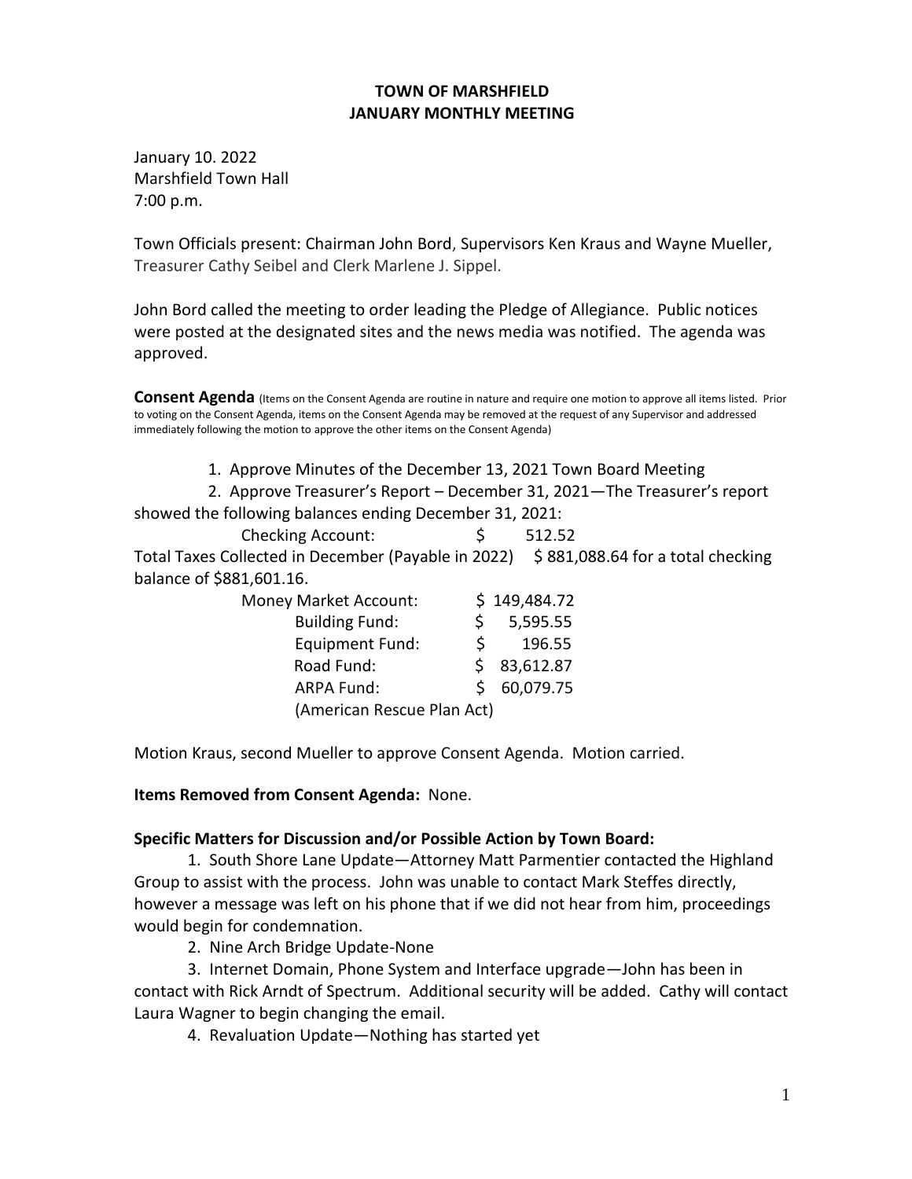# TOWN OF MARSHFIELD
## JANUARY MONTHLY MEETING

January 10. 2022
Marshfield Town Hall
7:00 p.m.

Town Officials present: Chairman John Bord, Supervisors Ken Kraus and Wayne Mueller, Treasurer Cathy Seibel and Clerk Marlene J. Sippel.

John Bord called the meeting to order leading the Pledge of Allegiance. Public notices were posted at the designated sites and the news media was notified. The agenda was approved.

**Consent Agenda** (Items on the Consent Agenda are routine in nature and require one motion to approve all items listed. Prior to voting on the Consent Agenda, items on the Consent Agenda may be removed at the request of any Supervisor and addressed immediately following the motion to approve the other items on the Consent Agenda)

1. Approve Minutes of the December 13, 2021 Town Board Meeting
2. Approve Treasurer's Report – December 31, 2021—The Treasurer's report showed the following balances ending December 31, 2021:

Checking Account: $ 512.52

Total Taxes Collected in December (Payable in 2022) $ 881,088.64 for a total checking balance of $881,601.16.

| | |
|---|---|
| Money Market Account: | $ 149,484.72 |
| Building Fund: | $ 5,595.55 |
| Equipment Fund: | $ 196.55 |
| Road Fund: | $ 83,612.87 |
| ARPA Fund: | $ 60,079.75 |
| (American Rescue Plan Act) | |

Motion Kraus, second Mueller to approve Consent Agenda. Motion carried.

**Items Removed from Consent Agenda:** None.

**Specific Matters for Discussion and/or Possible Action by Town Board:**

1. South Shore Lane Update—Attorney Matt Parmentier contacted the Highland Group to assist with the process. John was unable to contact Mark Steffes directly, however a message was left on his phone that if we did not hear from him, proceedings would begin for condemnation.
2. Nine Arch Bridge Update-None
3. Internet Domain, Phone System and Interface upgrade—John has been in contact with Rick Arndt of Spectrum. Additional security will be added. Cathy will contact Laura Wagner to begin changing the email.
4. Revaluation Update—Nothing has started yet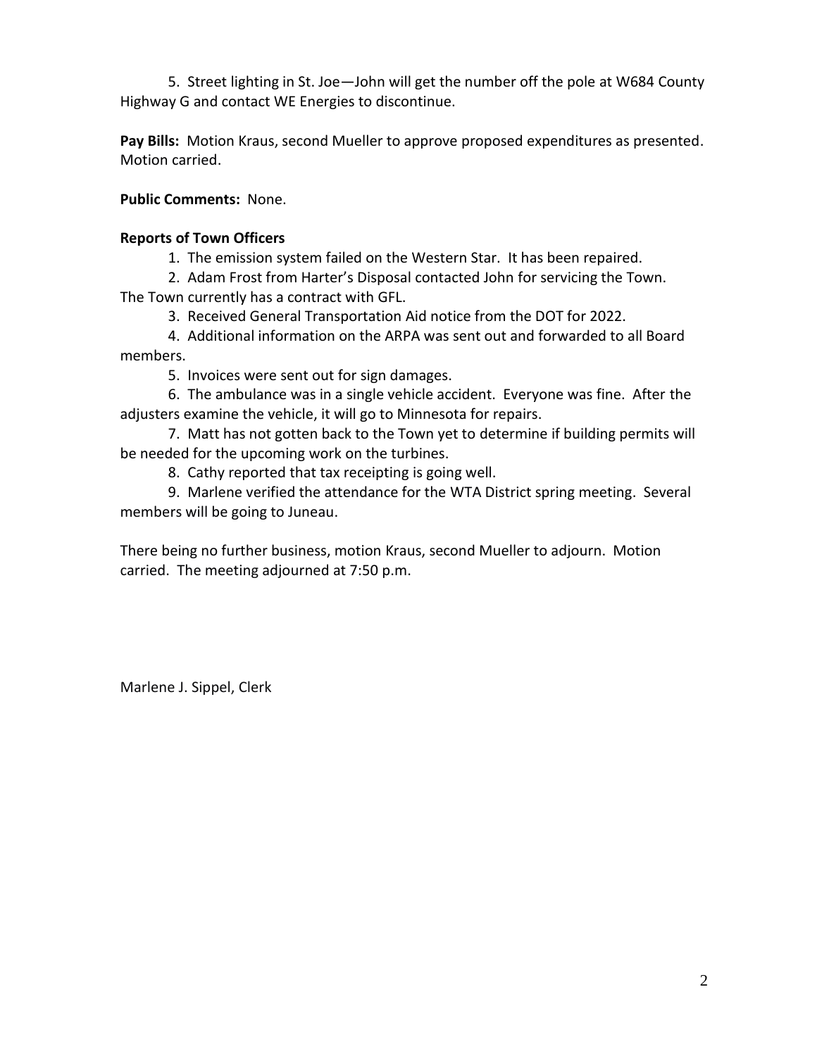5. Street lighting in St. Joe—John will get the number off the pole at W684 County Highway G and contact WE Energies to discontinue.

**Pay Bills:** Motion Kraus, second Mueller to approve proposed expenditures as presented. Motion carried.

**Public Comments:** None.

**Reports of Town Officers**

1. The emission system failed on the Western Star. It has been repaired.
2. Adam Frost from Harter's Disposal contacted John for servicing the Town. The Town currently has a contract with GFL.
3. Received General Transportation Aid notice from the DOT for 2022.
4. Additional information on the ARPA was sent out and forwarded to all Board members.
5. Invoices were sent out for sign damages.
6. The ambulance was in a single vehicle accident. Everyone was fine. After the adjusters examine the vehicle, it will go to Minnesota for repairs.
7. Matt has not gotten back to the Town yet to determine if building permits will be needed for the upcoming work on the turbines.
8. Cathy reported that tax receipting is going well.
9. Marlene verified the attendance for the WTA District spring meeting. Several members will be going to Juneau.

There being no further business, motion Kraus, second Mueller to adjourn. Motion carried. The meeting adjourned at 7:50 p.m.

Marlene J. Sippel, Clerk